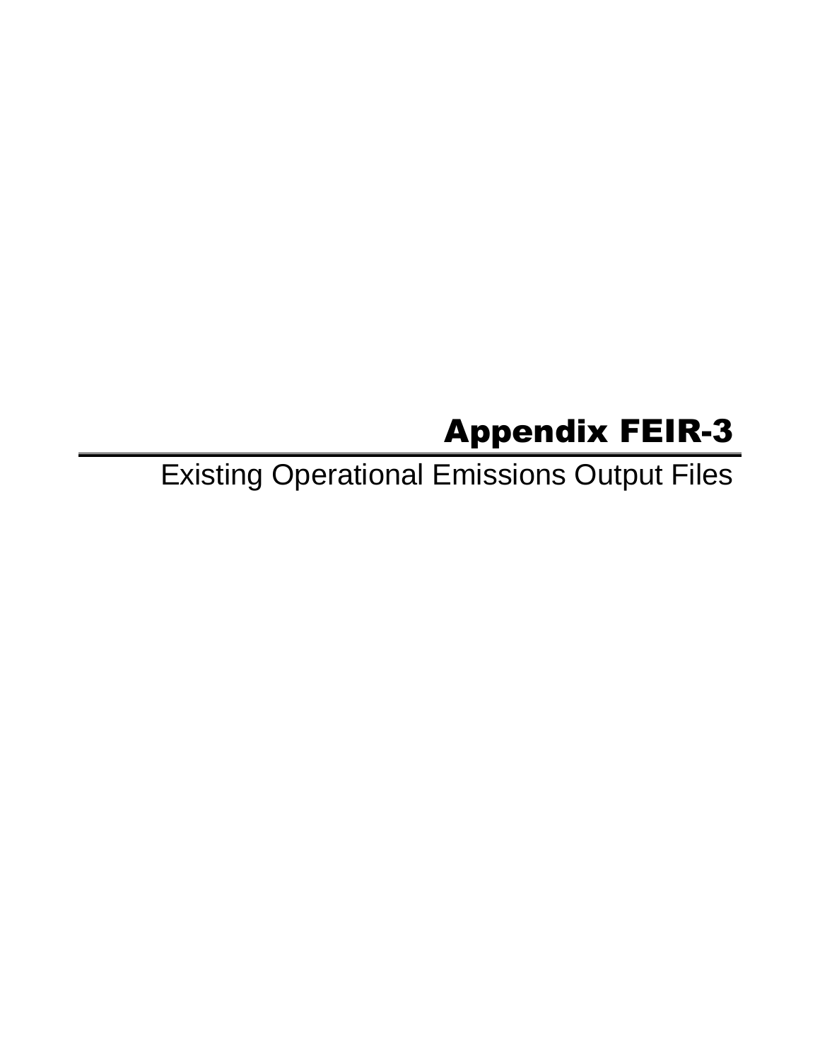# Appendix FEIR-3

Existing Operational Emissions Output Files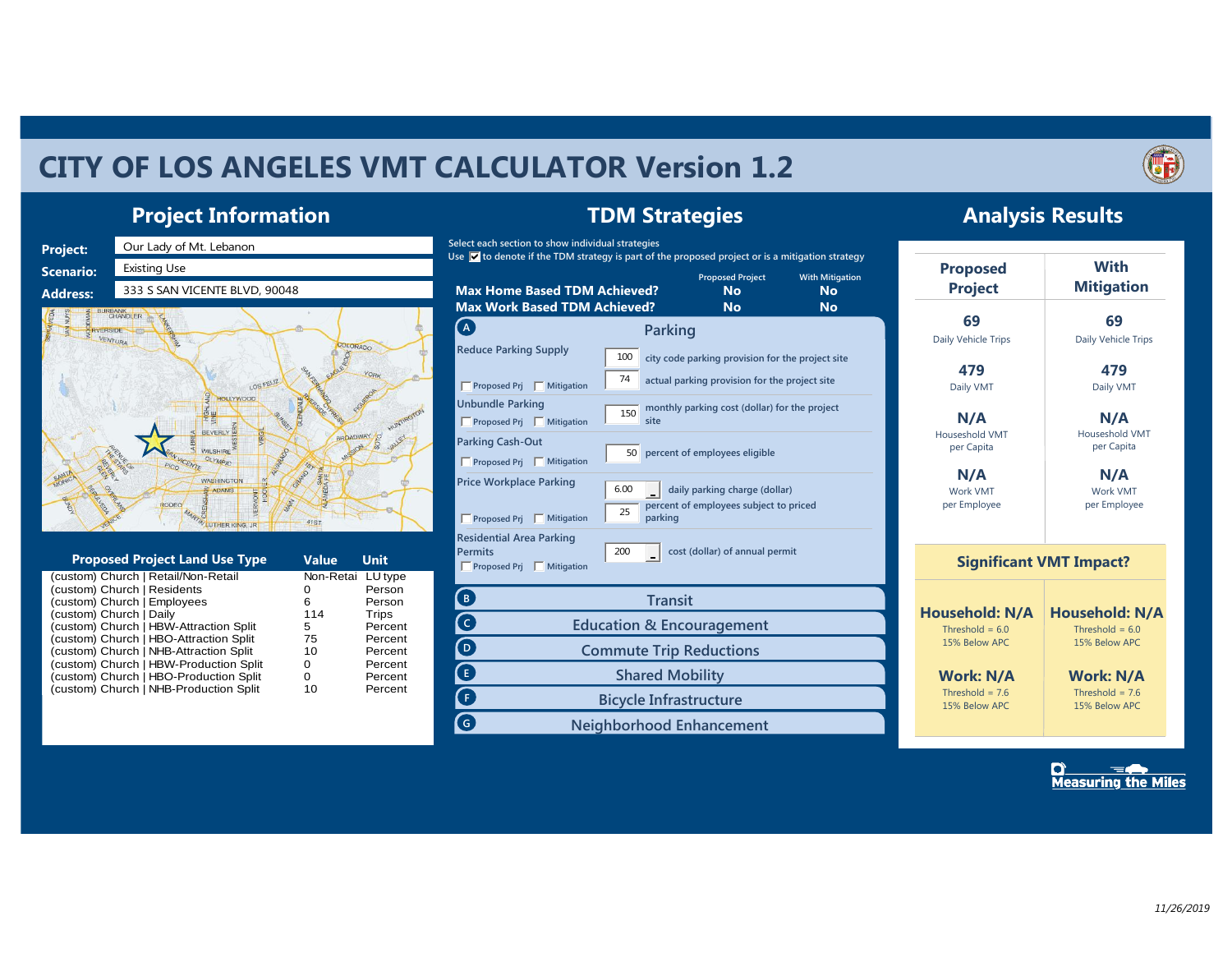# CITY OF LOS ANGELES VMT CALCULATOR Version 1.2

## Project Information

**Project:** Our Lady of Mt. Lebanon

**Scenario:** Existing Use

**Address:** 333 S SAN VICENTE BLVD, 90048

| Proposed Project Land Use Type | Value | Unit |
|---|---|---|
| (custom) Church \| Retail/Non-Retail | Non-Retai | LU type |
| (custom) Church \| Residents | 0 | Person |
| (custom) Church \| Employees | 6 | Person |
| (custom) Church \| Daily | 114 | Trips |
| (custom) Church \| HBW-Attraction Split | 5 | Percent |
| (custom) Church \| HBO-Attraction Split | 75 | Percent |
| (custom) Church \| NHB-Attraction Split | 10 | Percent |
| (custom) Church \| HBW-Production Split | 0 | Percent |
| (custom) Church \| HBO-Production Split | 0 | Percent |
| (custom) Church \| NHB-Production Split | 10 | Percent |

## TDM Strategies

Select each section to show individual strategies

Use ☑ to denote if the TDM strategy is part of the proposed project or is a mitigation strategy

| | Proposed Project | With Mitigation |
|---|---|---|
| **Max Home Based TDM Achieved?** | **No** | **No** |
| **Max Work Based TDM Achieved?** | **No** | **No** |

### A Parking

**Reduce Parking Supply** — ☐ Proposed Prj ☐ Mitigation
- 100 city code parking provision for the project site
- 74 actual parking provision for the project site

**Unbundle Parking** — ☐ Proposed Prj ☐ Mitigation
- 150 monthly parking cost (dollar) for the project site

**Parking Cash-Out** — ☐ Proposed Prj ☐ Mitigation
- 50 percent of employees eligible

**Price Workplace Parking** — ☐ Proposed Prj ☐ Mitigation
- 6.00 daily parking charge (dollar)
- 25 percent of employees subject to priced parking

**Residential Area Parking Permits** — ☐ Proposed Prj ☐ Mitigation
- 200 cost (dollar) of annual permit

### B Transit

### C Education & Encouragement

### D Commute Trip Reductions

### E Shared Mobility

### F Bicycle Infrastructure

### G Neighborhood Enhancement

## Analysis Results

| Proposed Project | With Mitigation |
|---|---|
| **69** Daily Vehicle Trips | **69** Daily Vehicle Trips |
| **479** Daily VMT | **479** Daily VMT |
| **N/A** Houseshold VMT per Capita | **N/A** Houseshold VMT per Capita |
| **N/A** Work VMT per Employee | **N/A** Work VMT per Employee |

### Significant VMT Impact?

| Proposed Project | With Mitigation |
|---|---|
| **Household: N/A** Threshold = 6.0 15% Below APC | **Household: N/A** Threshold = 6.0 15% Below APC |
| **Work: N/A** Threshold = 7.6 15% Below APC | **Work: N/A** Threshold = 7.6 15% Below APC |

Measuring the Miles

*11/26/2019*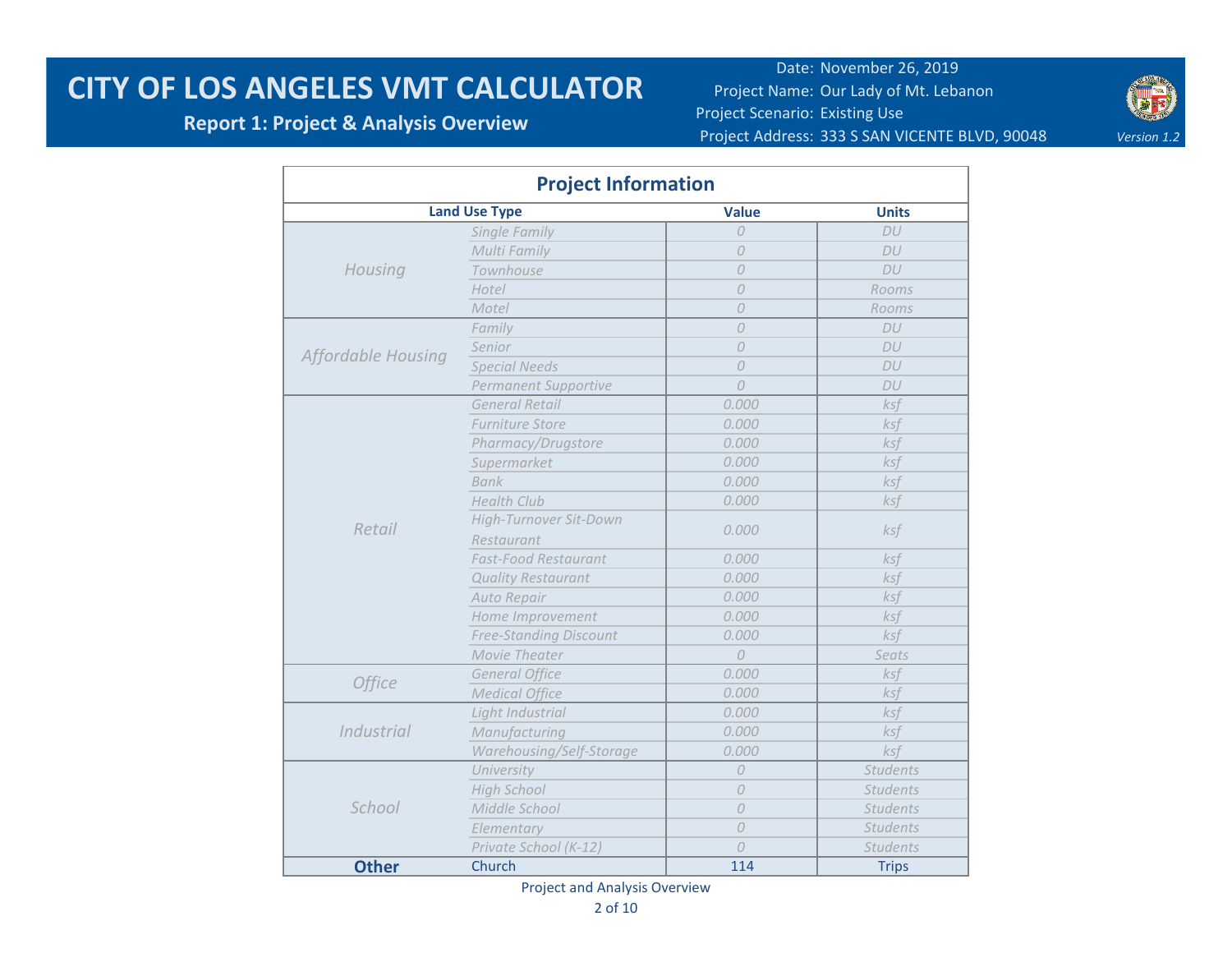# CITY OF LOS ANGELES VMT CALCULATOR

**Report 1: Project & Analysis Overview**

Date: November 26, 2019
Project Name: Our Lady of Mt. Lebanon
Project Scenario: Existing Use
Project Address: 333 S SAN VICENTE BLVD, 90048

*Version 1.2*

## Project Information

| Land Use Type | | Value | Units |
|---|---|---|---|
| *Housing* | *Single Family* | *0* | *DU* |
| | *Multi Family* | *0* | *DU* |
| | *Townhouse* | *0* | *DU* |
| | *Hotel* | *0* | *Rooms* |
| | *Motel* | *0* | *Rooms* |
| *Affordable Housing* | *Family* | *0* | *DU* |
| | *Senior* | *0* | *DU* |
| | *Special Needs* | *0* | *DU* |
| | *Permanent Supportive* | *0* | *DU* |
| *Retail* | *General Retail* | *0.000* | *ksf* |
| | *Furniture Store* | *0.000* | *ksf* |
| | *Pharmacy/Drugstore* | *0.000* | *ksf* |
| | *Supermarket* | *0.000* | *ksf* |
| | *Bank* | *0.000* | *ksf* |
| | *Health Club* | *0.000* | *ksf* |
| | *High-Turnover Sit-Down Restaurant* | *0.000* | *ksf* |
| | *Fast-Food Restaurant* | *0.000* | *ksf* |
| | *Quality Restaurant* | *0.000* | *ksf* |
| | *Auto Repair* | *0.000* | *ksf* |
| | *Home Improvement* | *0.000* | *ksf* |
| | *Free-Standing Discount* | *0.000* | *ksf* |
| | *Movie Theater* | *0* | *Seats* |
| *Office* | *General Office* | *0.000* | *ksf* |
| | *Medical Office* | *0.000* | *ksf* |
| *Industrial* | *Light Industrial* | *0.000* | *ksf* |
| | *Manufacturing* | *0.000* | *ksf* |
| | *Warehousing/Self-Storage* | *0.000* | *ksf* |
| *School* | *University* | *0* | *Students* |
| | *High School* | *0* | *Students* |
| | *Middle School* | *0* | *Students* |
| | *Elementary* | *0* | *Students* |
| | *Private School (K-12)* | *0* | *Students* |
| **Other** | Church | 114 | Trips |

Project and Analysis Overview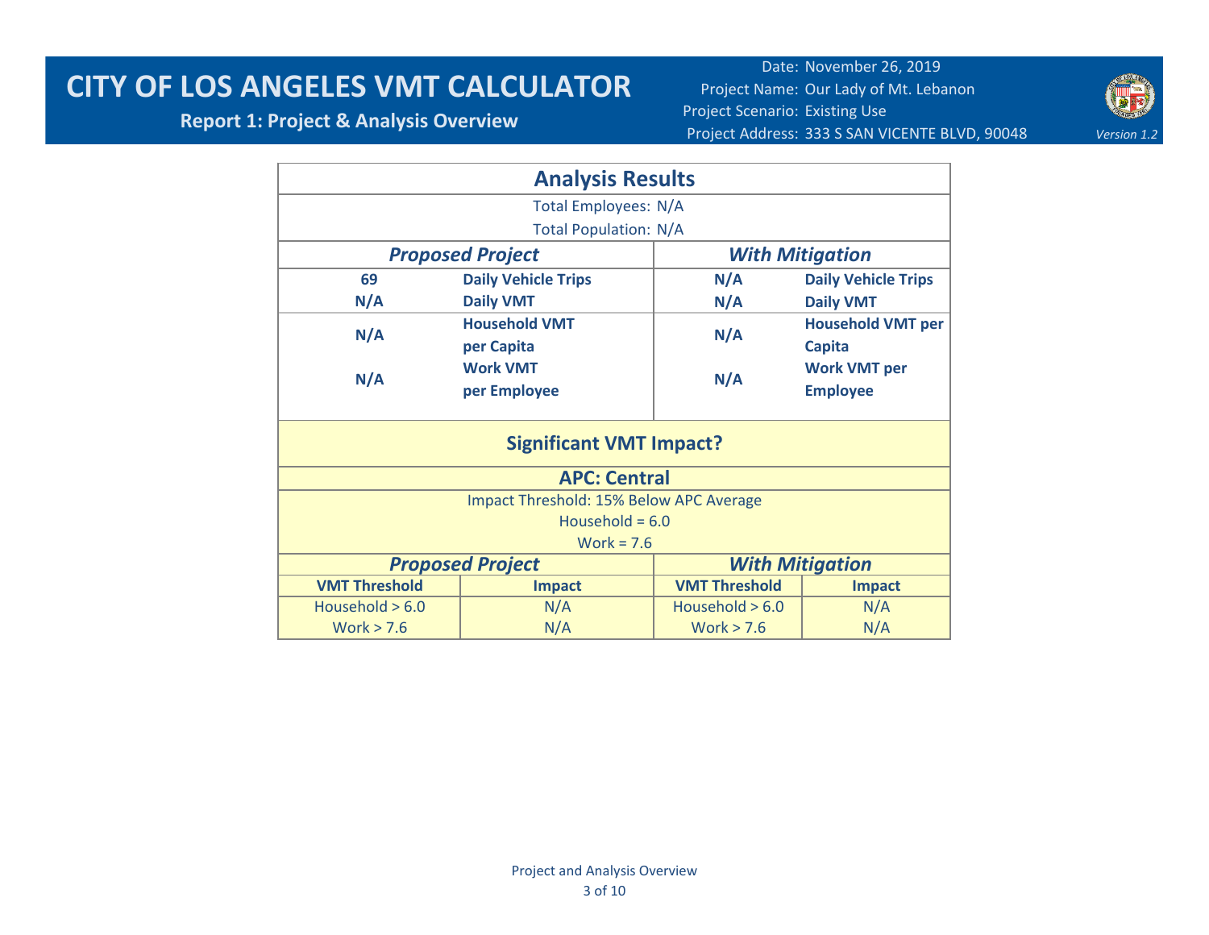# CITY OF LOS ANGELES VMT CALCULATOR

## Report 1: Project & Analysis Overview

Date: November 26, 2019
Project Name: Our Lady of Mt. Lebanon
Project Scenario: Existing Use
Project Address: 333 S SAN VICENTE BLVD, 90048

*Version 1.2*

### Analysis Results

Total Employees: N/A
Total Population: N/A

| *Proposed Project* | | *With Mitigation* | |
|---|---|---|---|
| **69** | **Daily Vehicle Trips** | **N/A** | **Daily Vehicle Trips** |
| **N/A** | **Daily VMT** | **N/A** | **Daily VMT** |
| **N/A** | **Household VMT per Capita** | **N/A** | **Household VMT per Capita** |
| **N/A** | **Work VMT per Employee** | **N/A** | **Work VMT per Employee** |

### Significant VMT Impact?

**APC: Central**

Impact Threshold: 15% Below APC Average
Household = 6.0
Work = 7.6

| *Proposed Project* | | *With Mitigation* | |
|---|---|---|---|
| **VMT Threshold** | **Impact** | **VMT Threshold** | **Impact** |
| Household > 6.0 | N/A | Household > 6.0 | N/A |
| Work > 7.6 | N/A | Work > 7.6 | N/A |

Project and Analysis Overview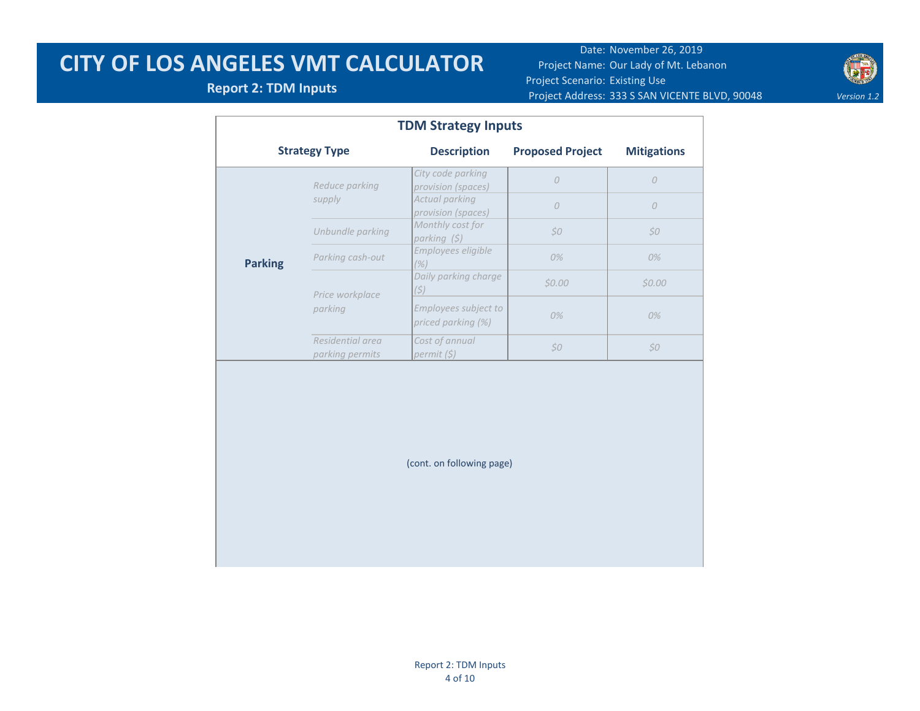# CITY OF LOS ANGELES VMT CALCULATOR

**Report 2: TDM Inputs**

Date: November 26, 2019
Project Name: Our Lady of Mt. Lebanon
Project Scenario: Existing Use
Project Address: 333 S SAN VICENTE BLVD, 90048

*Version 1.2*

## TDM Strategy Inputs

| Strategy Type | | Description | Proposed Project | Mitigations |
|---|---|---|---|---|
| **Parking** | *Reduce parking supply* | *City code parking provision (spaces)* | *0* | *0* |
| | | *Actual parking provision (spaces)* | *0* | *0* |
| | *Unbundle parking* | *Monthly cost for parking ($)* | *$0* | *$0* |
| | *Parking cash-out* | *Employees eligible (%)* | *0%* | *0%* |
| | *Price workplace parking* | *Daily parking charge ($)* | *$0.00* | *$0.00* |
| | | *Employees subject to priced parking (%)* | *0%* | *0%* |
| | *Residential area parking permits* | *Cost of annual permit ($)* | *$0* | *$0* |

(cont. on following page)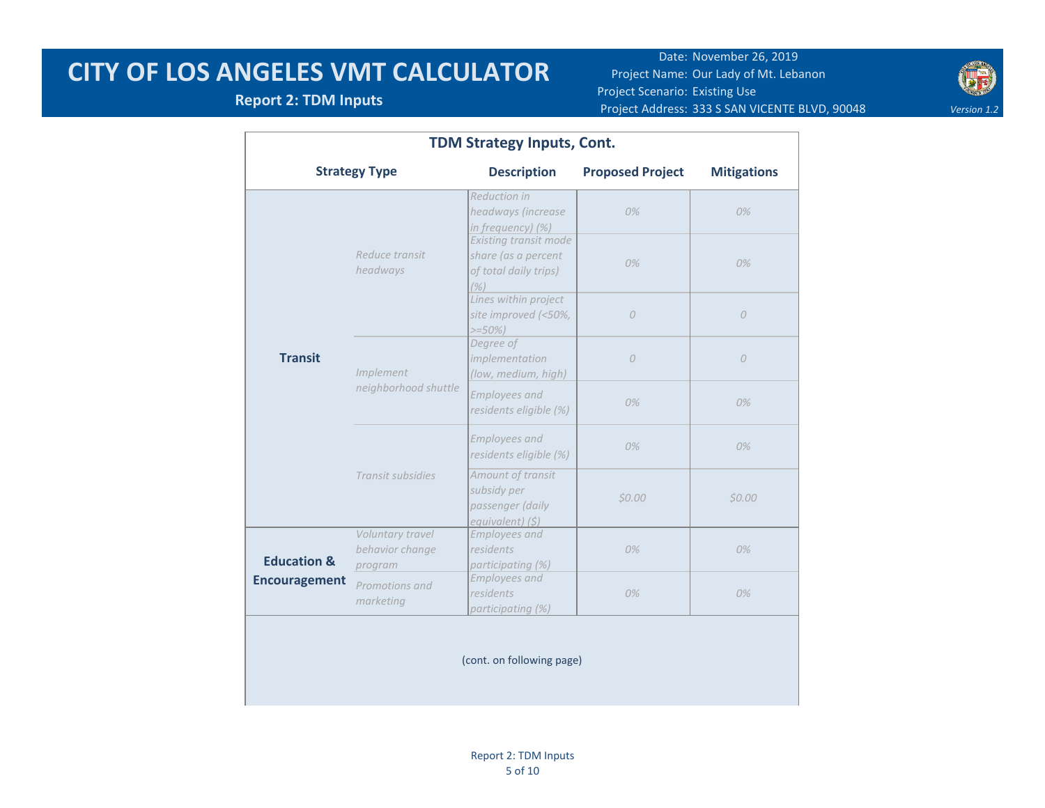# CITY OF LOS ANGELES VMT CALCULATOR

**Report 2: TDM Inputs**

Date: November 26, 2019
Project Name: Our Lady of Mt. Lebanon
Project Scenario: Existing Use
Project Address: 333 S SAN VICENTE BLVD, 90048

*Version 1.2*

## TDM Strategy Inputs, Cont.

| Strategy Type | | Description | Proposed Project | Mitigations |
|---|---|---|---|---|
| **Transit** | *Reduce transit headways* | *Reduction in headways (increase in frequency) (%)* | *0%* | *0%* |
| | | *Existing transit mode share (as a percent of total daily trips) (%)* | *0%* | *0%* |
| | | *Lines within project site improved (<50%, >=50%)* | *0* | *0* |
| | *Implement neighborhood shuttle* | *Degree of implementation (low, medium, high)* | *0* | *0* |
| | | *Employees and residents eligible (%)* | *0%* | *0%* |
| | *Transit subsidies* | *Employees and residents eligible (%)* | *0%* | *0%* |
| | | *Amount of transit subsidy per passenger (daily equivalent) ($)* | *$0.00* | *$0.00* |
| **Education & Encouragement** | *Voluntary travel behavior change program* | *Employees and residents participating (%)* | *0%* | *0%* |
| | *Promotions and marketing* | *Employees and residents participating (%)* | *0%* | *0%* |

(cont. on following page)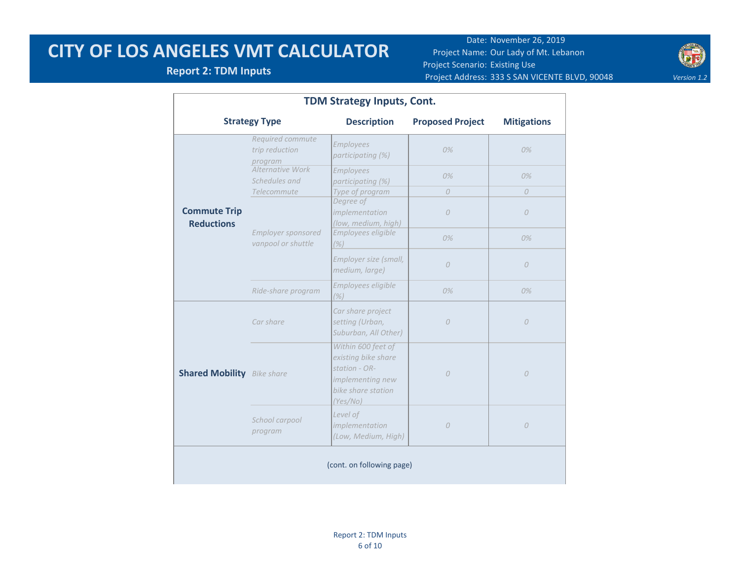# CITY OF LOS ANGELES VMT CALCULATOR

**Report 2: TDM Inputs**

Date: November 26, 2019
Project Name: Our Lady of Mt. Lebanon
Project Scenario: Existing Use
Project Address: 333 S SAN VICENTE BLVD, 90048

*Version 1.2*

## TDM Strategy Inputs, Cont.

| Strategy Type | | Description | Proposed Project | Mitigations |
|---|---|---|---|---|
| **Commute Trip Reductions** | *Required commute trip reduction program* | *Employees participating (%)* | *0%* | *0%* |
| | *Alternative Work Schedules and Telecommute* | *Employees participating (%)* | *0%* | *0%* |
| | | *Type of program* | *0* | *0* |
| | *Employer sponsored vanpool or shuttle* | *Degree of implementation (low, medium, high)* | *0* | *0* |
| | | *Employees eligible (%)* | *0%* | *0%* |
| | | *Employer size (small, medium, large)* | *0* | *0* |
| | *Ride-share program* | *Employees eligible (%)* | *0%* | *0%* |
| **Shared Mobility** | *Car share* | *Car share project setting (Urban, Suburban, All Other)* | *0* | *0* |
| | *Bike share* | *Within 600 feet of existing bike share station - OR- implementing new bike share station (Yes/No)* | *0* | *0* |
| | *School carpool program* | *Level of implementation (Low, Medium, High)* | *0* | *0* |

(cont. on following page)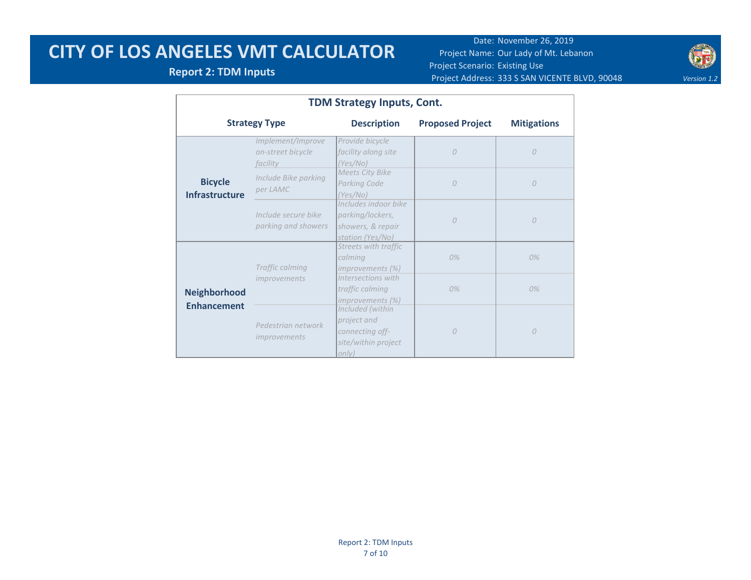# CITY OF LOS ANGELES VMT CALCULATOR

**Report 2: TDM Inputs**

Date: November 26, 2019
Project Name: Our Lady of Mt. Lebanon
Project Scenario: Existing Use
Project Address: 333 S SAN VICENTE BLVD, 90048

*Version 1.2*

| TDM Strategy Inputs, Cont. | | | | |
|---|---|---|---|---|
| **Strategy Type** | | **Description** | **Proposed Project** | **Mitigations** |
| **Bicycle Infrastructure** | *Implement/Improve on-street bicycle facility* | *Provide bicycle facility along site (Yes/No)* | *0* | *0* |
| | *Include Bike parking per LAMC* | *Meets City Bike Parking Code (Yes/No)* | *0* | *0* |
| | *Include secure bike parking and showers* | *Includes indoor bike parking/lockers, showers, & repair station (Yes/No)* | *0* | *0* |
| **Neighborhood Enhancement** | *Traffic calming improvements* | *Streets with traffic calming improvements (%)* | *0%* | *0%* |
| | | *Intersections with traffic calming improvements (%)* | *0%* | *0%* |
| | *Pedestrian network improvements* | *Included (within project and connecting off-site/within project only)* | *0* | *0* |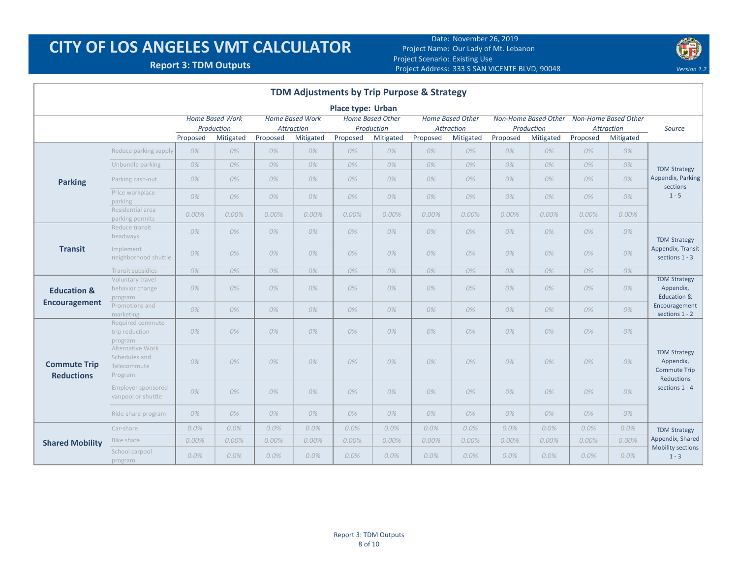# CITY OF LOS ANGELES VMT CALCULATOR

**Report 3: TDM Outputs**

Date: November 26, 2019
Project Name: Our Lady of Mt. Lebanon
Project Scenario: Existing Use
Project Address: 333 S SAN VICENTE BLVD, 90048

*Version 1.2*

## TDM Adjustments by Trip Purpose & Strategy

**Place type: Urban**

| | | *Home Based Work Production* | | *Home Based Work Attraction* | | *Home Based Other Production* | | *Home Based Other Attraction* | | *Non-Home Based Other Production* | | *Non-Home Based Other Attraction* | | *Source* |
|---|---|---|---|---|---|---|---|---|---|---|---|---|---|---|
| | | Proposed | Mitigated | Proposed | Mitigated | Proposed | Mitigated | Proposed | Mitigated | Proposed | Mitigated | Proposed | Mitigated | |
| **Parking** | Reduce parking supply | 0% | 0% | 0% | 0% | 0% | 0% | 0% | 0% | 0% | 0% | 0% | 0% | TDM Strategy Appendix, Parking sections 1 - 5 |
| | Unbundle parking | 0% | 0% | 0% | 0% | 0% | 0% | 0% | 0% | 0% | 0% | 0% | 0% | |
| | Parking cash-out | 0% | 0% | 0% | 0% | 0% | 0% | 0% | 0% | 0% | 0% | 0% | 0% | |
| | Price workplace parking | 0% | 0% | 0% | 0% | 0% | 0% | 0% | 0% | 0% | 0% | 0% | 0% | |
| | Residential area parking permits | 0.00% | 0.00% | 0.00% | 0.00% | 0.00% | 0.00% | 0.00% | 0.00% | 0.00% | 0.00% | 0.00% | 0.00% | |
| **Transit** | Reduce transit headways | 0% | 0% | 0% | 0% | 0% | 0% | 0% | 0% | 0% | 0% | 0% | 0% | TDM Strategy Appendix, Transit sections 1 - 3 |
| | Implement neighborhood shuttle | 0% | 0% | 0% | 0% | 0% | 0% | 0% | 0% | 0% | 0% | 0% | 0% | |
| | Transit subsidies | 0% | 0% | 0% | 0% | 0% | 0% | 0% | 0% | 0% | 0% | 0% | 0% | |
| **Education & Encouragement** | Voluntary travel behavior change program | 0% | 0% | 0% | 0% | 0% | 0% | 0% | 0% | 0% | 0% | 0% | 0% | TDM Strategy Appendix, Education & Encouragement sections 1 - 2 |
| | Promotions and marketing | 0% | 0% | 0% | 0% | 0% | 0% | 0% | 0% | 0% | 0% | 0% | 0% | |
| **Commute Trip Reductions** | Required commute trip reduction program | 0% | 0% | 0% | 0% | 0% | 0% | 0% | 0% | 0% | 0% | 0% | 0% | TDM Strategy Appendix, Commute Trip Reductions sections 1 - 4 |
| | Alternative Work Schedules and Telecommute Program | 0% | 0% | 0% | 0% | 0% | 0% | 0% | 0% | 0% | 0% | 0% | 0% | |
| | Employer sponsored vanpool or shuttle | 0% | 0% | 0% | 0% | 0% | 0% | 0% | 0% | 0% | 0% | 0% | 0% | |
| | Ride-share program | 0% | 0% | 0% | 0% | 0% | 0% | 0% | 0% | 0% | 0% | 0% | 0% | |
| **Shared Mobility** | Car-share | 0.0% | 0.0% | 0.0% | 0.0% | 0.0% | 0.0% | 0.0% | 0.0% | 0.0% | 0.0% | 0.0% | 0.0% | TDM Strategy Appendix, Shared Mobility sections 1 - 3 |
| | Bike share | 0.00% | 0.00% | 0.00% | 0.00% | 0.00% | 0.00% | 0.00% | 0.00% | 0.00% | 0.00% | 0.00% | 0.00% | |
| | School carpool program | 0.0% | 0.0% | 0.0% | 0.0% | 0.0% | 0.0% | 0.0% | 0.0% | 0.0% | 0.0% | 0.0% | 0.0% | |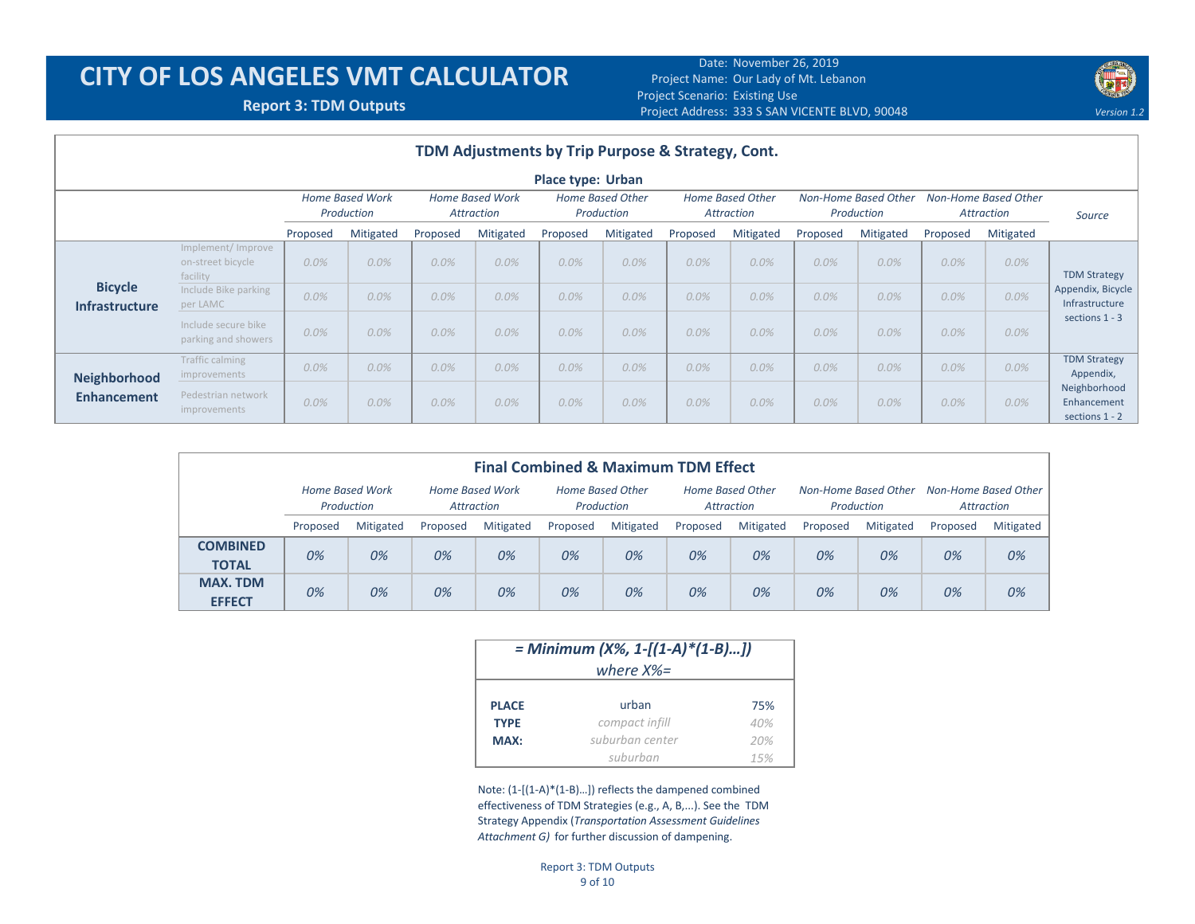# CITY OF LOS ANGELES VMT CALCULATOR

**Report 3: TDM Outputs**

Date: November 26, 2019
Project Name: Our Lady of Mt. Lebanon
Project Scenario: Existing Use
Project Address: 333 S SAN VICENTE BLVD, 90048

*Version 1.2*

## TDM Adjustments by Trip Purpose & Strategy, Cont.

**Place type: Urban**

| | | *Home Based Work Production* | | *Home Based Work Attraction* | | *Home Based Other Production* | | *Home Based Other Attraction* | | *Non-Home Based Other Production* | | *Non-Home Based Other Attraction* | | *Source* |
|---|---|---|---|---|---|---|---|---|---|---|---|---|---|---|
| | | Proposed | Mitigated | Proposed | Mitigated | Proposed | Mitigated | Proposed | Mitigated | Proposed | Mitigated | Proposed | Mitigated | |
| **Bicycle Infrastructure** | Implement/ Improve on-street bicycle facility | *0.0%* | *0.0%* | *0.0%* | *0.0%* | *0.0%* | *0.0%* | *0.0%* | *0.0%* | *0.0%* | *0.0%* | *0.0%* | *0.0%* | TDM Strategy Appendix, Bicycle Infrastructure sections 1 - 3 |
| | Include Bike parking per LAMC | *0.0%* | *0.0%* | *0.0%* | *0.0%* | *0.0%* | *0.0%* | *0.0%* | *0.0%* | *0.0%* | *0.0%* | *0.0%* | *0.0%* | |
| | Include secure bike parking and showers | *0.0%* | *0.0%* | *0.0%* | *0.0%* | *0.0%* | *0.0%* | *0.0%* | *0.0%* | *0.0%* | *0.0%* | *0.0%* | *0.0%* | |
| **Neighborhood Enhancement** | Traffic calming improvements | *0.0%* | *0.0%* | *0.0%* | *0.0%* | *0.0%* | *0.0%* | *0.0%* | *0.0%* | *0.0%* | *0.0%* | *0.0%* | *0.0%* | TDM Strategy Appendix, Neighborhood Enhancement sections 1 - 2 |
| | Pedestrian network improvements | *0.0%* | *0.0%* | *0.0%* | *0.0%* | *0.0%* | *0.0%* | *0.0%* | *0.0%* | *0.0%* | *0.0%* | *0.0%* | *0.0%* | |

## Final Combined & Maximum TDM Effect

| | *Home Based Work Production* | | *Home Based Work Attraction* | | *Home Based Other Production* | | *Home Based Other Attraction* | | *Non-Home Based Other Production* | | *Non-Home Based Other Attraction* | |
|---|---|---|---|---|---|---|---|---|---|---|---|---|
| | Proposed | Mitigated | Proposed | Mitigated | Proposed | Mitigated | Proposed | Mitigated | Proposed | Mitigated | Proposed | Mitigated |
| **COMBINED TOTAL** | *0%* | *0%* | *0%* | *0%* | *0%* | *0%* | *0%* | *0%* | *0%* | *0%* | *0%* | *0%* |
| **MAX. TDM EFFECT** | *0%* | *0%* | *0%* | *0%* | *0%* | *0%* | *0%* | *0%* | *0%* | *0%* | *0%* | *0%* |

***= Minimum (X%, 1-[(1-A)\*(1-B)…])***
*where X%=*

| | | |
|---|---|---|
| **PLACE TYPE MAX:** | urban | 75% |
| | *compact infill* | *40%* |
| | *suburban center* | *20%* |
| | *suburban* | *15%* |

Note: (1-[(1-A)*(1-B)…]) reflects the dampened combined effectiveness of TDM Strategies (e.g., A, B,...). See the TDM Strategy Appendix (*Transportation Assessment Guidelines Attachment G)* for further discussion of dampening.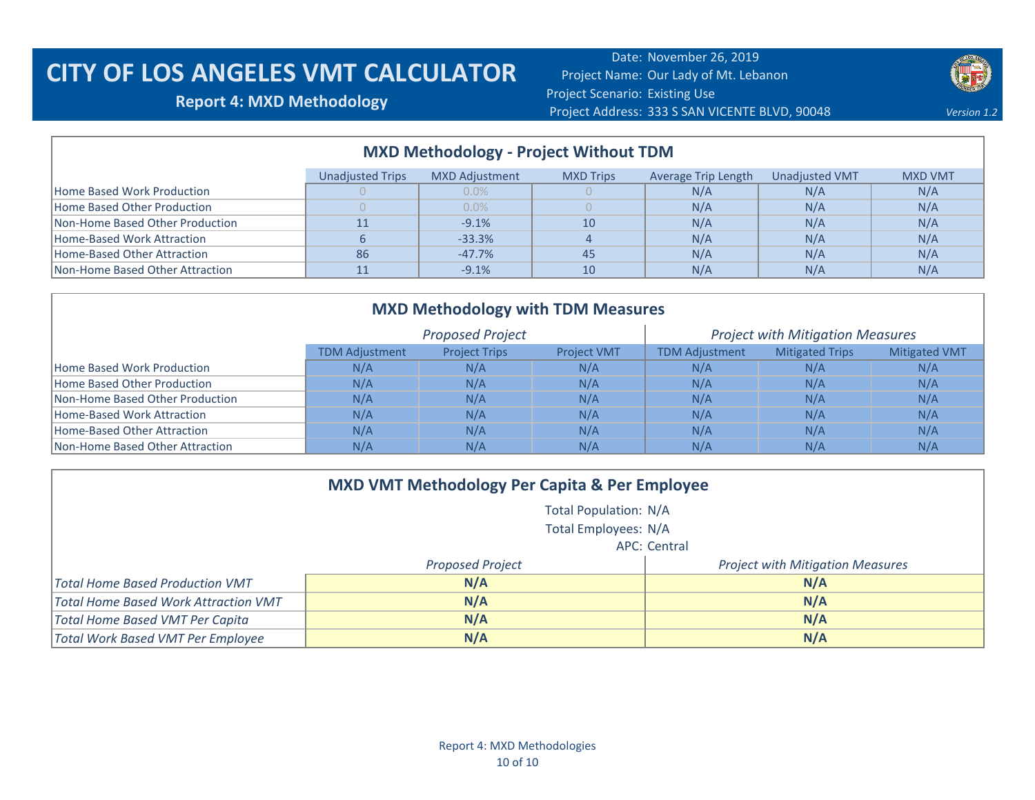# CITY OF LOS ANGELES VMT CALCULATOR

**Report 4: MXD Methodology**

Date: November 26, 2019
Project Name: Our Lady of Mt. Lebanon
Project Scenario: Existing Use
Project Address: 333 S SAN VICENTE BLVD, 90048

*Version 1.2*

## MXD Methodology - Project Without TDM

| | Unadjusted Trips | MXD Adjustment | MXD Trips | Average Trip Length | Unadjusted VMT | MXD VMT |
|---|---|---|---|---|---|---|
| Home Based Work Production | 0 | 0.0% | 0 | N/A | N/A | N/A |
| Home Based Other Production | 0 | 0.0% | 0 | N/A | N/A | N/A |
| Non-Home Based Other Production | 11 | -9.1% | 10 | N/A | N/A | N/A |
| Home-Based Work Attraction | 6 | -33.3% | 4 | N/A | N/A | N/A |
| Home-Based Other Attraction | 86 | -47.7% | 45 | N/A | N/A | N/A |
| Non-Home Based Other Attraction | 11 | -9.1% | 10 | N/A | N/A | N/A |

## MXD Methodology with TDM Measures

| | *Proposed Project* | | | *Project with Mitigation Measures* | | |
|---|---|---|---|---|---|---|
| | TDM Adjustment | Project Trips | Project VMT | TDM Adjustment | Mitigated Trips | Mitigated VMT |
| Home Based Work Production | N/A | N/A | N/A | N/A | N/A | N/A |
| Home Based Other Production | N/A | N/A | N/A | N/A | N/A | N/A |
| Non-Home Based Other Production | N/A | N/A | N/A | N/A | N/A | N/A |
| Home-Based Work Attraction | N/A | N/A | N/A | N/A | N/A | N/A |
| Home-Based Other Attraction | N/A | N/A | N/A | N/A | N/A | N/A |
| Non-Home Based Other Attraction | N/A | N/A | N/A | N/A | N/A | N/A |

## MXD VMT Methodology Per Capita & Per Employee

Total Population: N/A
Total Employees: N/A
APC: Central

| | *Proposed Project* | *Project with Mitigation Measures* |
|---|---|---|
| *Total Home Based Production VMT* | **N/A** | **N/A** |
| *Total Home Based Work Attraction VMT* | **N/A** | **N/A** |
| *Total Home Based VMT Per Capita* | **N/A** | **N/A** |
| *Total Work Based VMT Per Employee* | **N/A** | **N/A** |